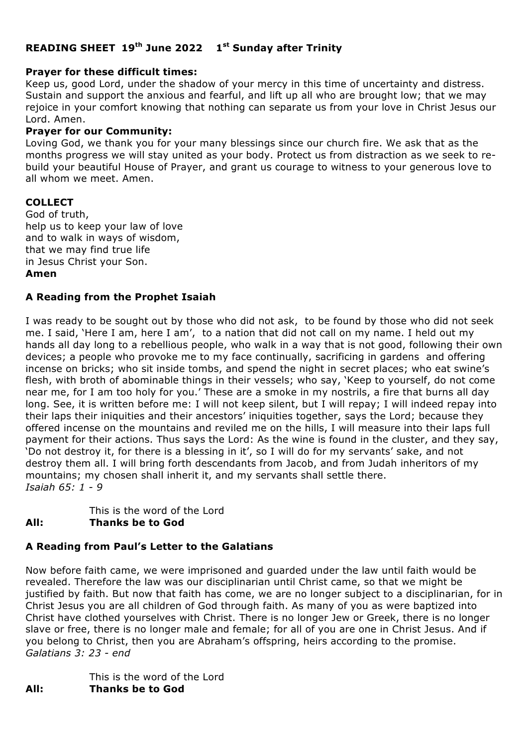# READING SHEET 19th June 2022 1st Sunday after Trinity

**Prayer for these difficult times:**
Keep us, good Lord, under the shadow of your mercy in this time of uncertainty and distress. Sustain and support the anxious and fearful, and lift up all who are brought low; that we may rejoice in your comfort knowing that nothing can separate us from your love in Christ Jesus our Lord. Amen.

**Prayer for our Community:**
Loving God, we thank you for your many blessings since our church fire. We ask that as the months progress we will stay united as your body. Protect us from distraction as we seek to re-build your beautiful House of Prayer, and grant us courage to witness to your generous love to all whom we meet. Amen.

**COLLECT**

God of truth,
help us to keep your law of love
and to walk in ways of wisdom,
that we may find true life
in Jesus Christ your Son.
**Amen**

**A Reading from the Prophet Isaiah**

I was ready to be sought out by those who did not ask, to be found by those who did not seek me. I said, 'Here I am, here I am', to a nation that did not call on my name. I held out my hands all day long to a rebellious people, who walk in a way that is not good, following their own devices; a people who provoke me to my face continually, sacrificing in gardens and offering incense on bricks; who sit inside tombs, and spend the night in secret places; who eat swine's flesh, with broth of abominable things in their vessels; who say, 'Keep to yourself, do not come near me, for I am too holy for you.' These are a smoke in my nostrils, a fire that burns all day long. See, it is written before me: I will not keep silent, but I will repay; I will indeed repay into their laps their iniquities and their ancestors' iniquities together, says the Lord; because they offered incense on the mountains and reviled me on the hills, I will measure into their laps full payment for their actions. Thus says the Lord: As the wine is found in the cluster, and they say, 'Do not destroy it, for there is a blessing in it', so I will do for my servants' sake, and not destroy them all. I will bring forth descendants from Jacob, and from Judah inheritors of my mountains; my chosen shall inherit it, and my servants shall settle there.
*Isaiah 65: 1 - 9*

This is the word of the Lord
**All: Thanks be to God**

**A Reading from Paul's Letter to the Galatians**

Now before faith came, we were imprisoned and guarded under the law until faith would be revealed. Therefore the law was our disciplinarian until Christ came, so that we might be justified by faith. But now that faith has come, we are no longer subject to a disciplinarian, for in Christ Jesus you are all children of God through faith. As many of you as were baptized into Christ have clothed yourselves with Christ. There is no longer Jew or Greek, there is no longer slave or free, there is no longer male and female; for all of you are one in Christ Jesus. And if you belong to Christ, then you are Abraham's offspring, heirs according to the promise.
*Galatians 3: 23 - end*

This is the word of the Lord
**All: Thanks be to God**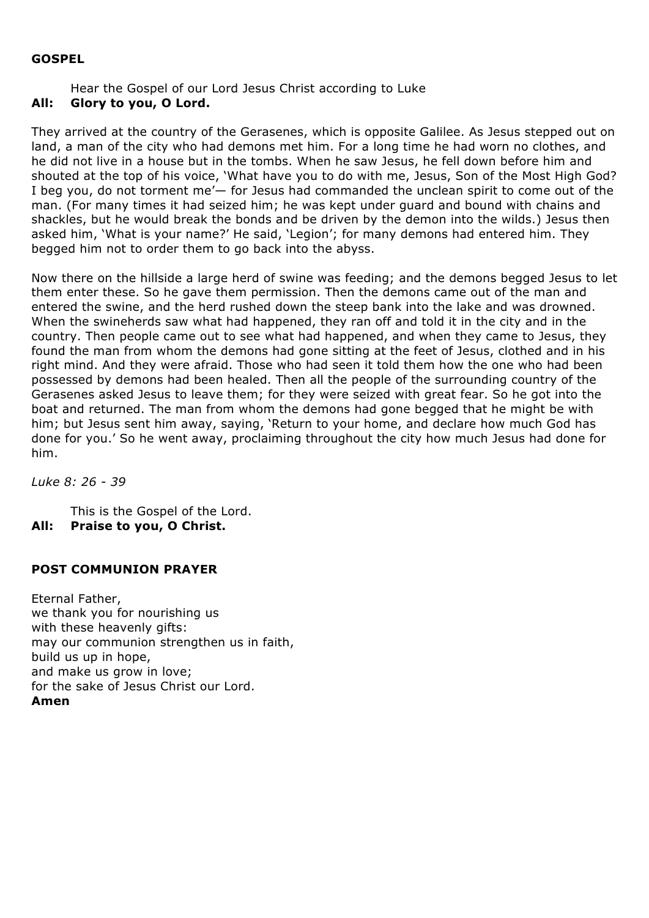**GOSPEL**

Hear the Gospel of our Lord Jesus Christ according to Luke
**All: Glory to you, O Lord.**

They arrived at the country of the Gerasenes, which is opposite Galilee. As Jesus stepped out on land, a man of the city who had demons met him. For a long time he had worn no clothes, and he did not live in a house but in the tombs. When he saw Jesus, he fell down before him and shouted at the top of his voice, 'What have you to do with me, Jesus, Son of the Most High God? I beg you, do not torment me'— for Jesus had commanded the unclean spirit to come out of the man. (For many times it had seized him; he was kept under guard and bound with chains and shackles, but he would break the bonds and be driven by the demon into the wilds.) Jesus then asked him, 'What is your name?' He said, 'Legion'; for many demons had entered him. They begged him not to order them to go back into the abyss.

Now there on the hillside a large herd of swine was feeding; and the demons begged Jesus to let them enter these. So he gave them permission. Then the demons came out of the man and entered the swine, and the herd rushed down the steep bank into the lake and was drowned. When the swineherds saw what had happened, they ran off and told it in the city and in the country. Then people came out to see what had happened, and when they came to Jesus, they found the man from whom the demons had gone sitting at the feet of Jesus, clothed and in his right mind. And they were afraid. Those who had seen it told them how the one who had been possessed by demons had been healed. Then all the people of the surrounding country of the Gerasenes asked Jesus to leave them; for they were seized with great fear. So he got into the boat and returned. The man from whom the demons had gone begged that he might be with him; but Jesus sent him away, saying, 'Return to your home, and declare how much God has done for you.' So he went away, proclaiming throughout the city how much Jesus had done for him.

*Luke 8: 26 - 39*

This is the Gospel of the Lord.
**All: Praise to you, O Christ.**

**POST COMMUNION PRAYER**

Eternal Father,
we thank you for nourishing us
with these heavenly gifts:
may our communion strengthen us in faith,
build us up in hope,
and make us grow in love;
for the sake of Jesus Christ our Lord.
**Amen**